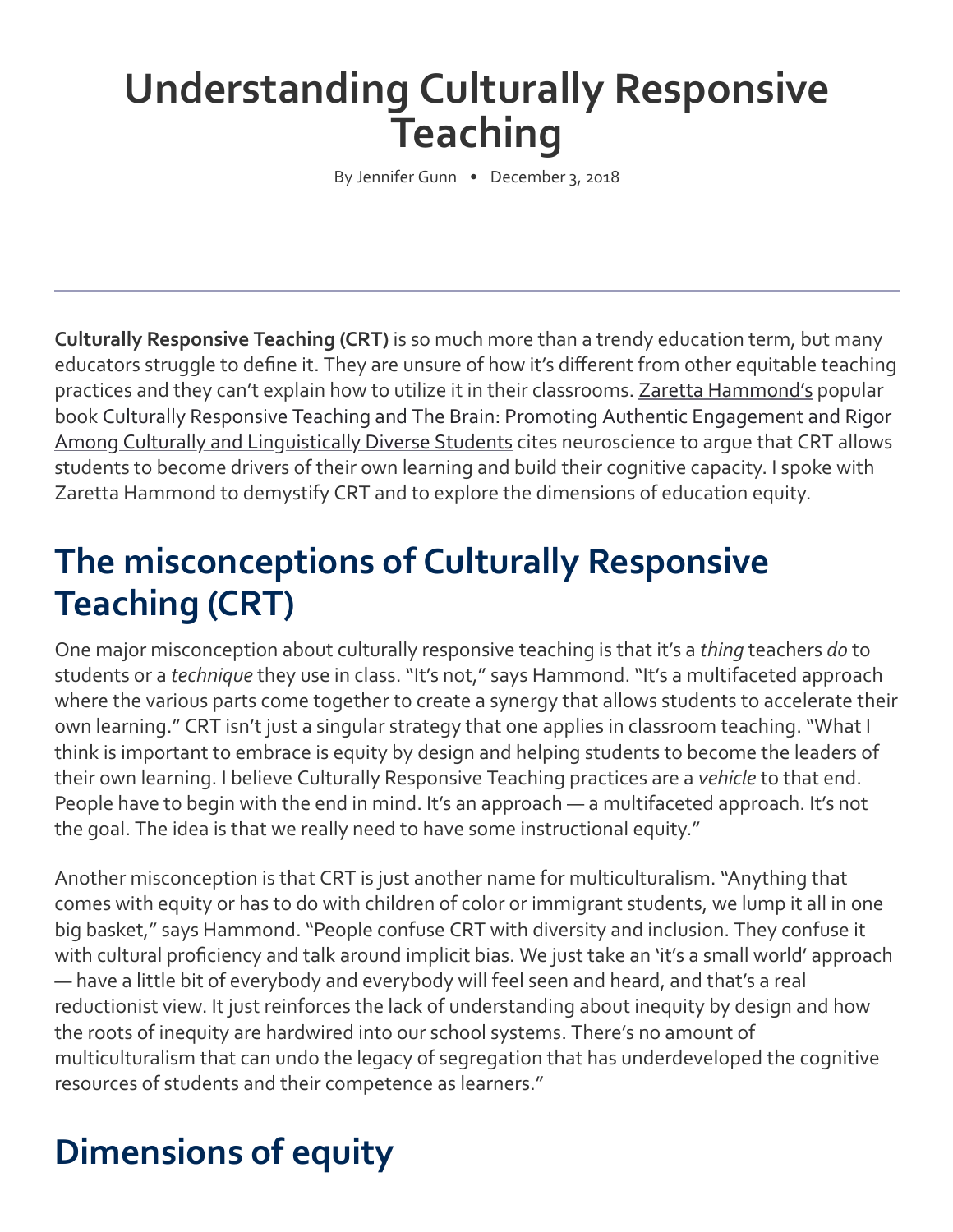# Understanding Culturally Responsive Teaching

By Jennifer Gunn • December 3, 2018

---

**Culturally Responsive Teaching (CRT)** is so much more than a trendy education term, but many educators struggle to define it. They are unsure of how it's different from other equitable teaching practices and they can't explain how to utilize it in their classrooms. Zaretta Hammond's popular book Culturally Responsive Teaching and The Brain: Promoting Authentic Engagement and Rigor Among Culturally and Linguistically Diverse Students cites neuroscience to argue that CRT allows students to become drivers of their own learning and build their cognitive capacity. I spoke with Zaretta Hammond to demystify CRT and to explore the dimensions of education equity.

## The misconceptions of Culturally Responsive Teaching (CRT)

One major misconception about culturally responsive teaching is that it's a *thing* teachers *do* to students or a *technique* they use in class. "It's not," says Hammond. "It's a multifaceted approach where the various parts come together to create a synergy that allows students to accelerate their own learning." CRT isn't just a singular strategy that one applies in classroom teaching. "What I think is important to embrace is equity by design and helping students to become the leaders of their own learning. I believe Culturally Responsive Teaching practices are a *vehicle* to that end. People have to begin with the end in mind. It's an approach — a multifaceted approach. It's not the goal. The idea is that we really need to have some instructional equity."

Another misconception is that CRT is just another name for multiculturalism. "Anything that comes with equity or has to do with children of color or immigrant students, we lump it all in one big basket," says Hammond. "People confuse CRT with diversity and inclusion. They confuse it with cultural proficiency and talk around implicit bias. We just take an 'it's a small world' approach — have a little bit of everybody and everybody will feel seen and heard, and that's a real reductionist view. It just reinforces the lack of understanding about inequity by design and how the roots of inequity are hardwired into our school systems. There's no amount of multiculturalism that can undo the legacy of segregation that has underdeveloped the cognitive resources of students and their competence as learners."

## Dimensions of equity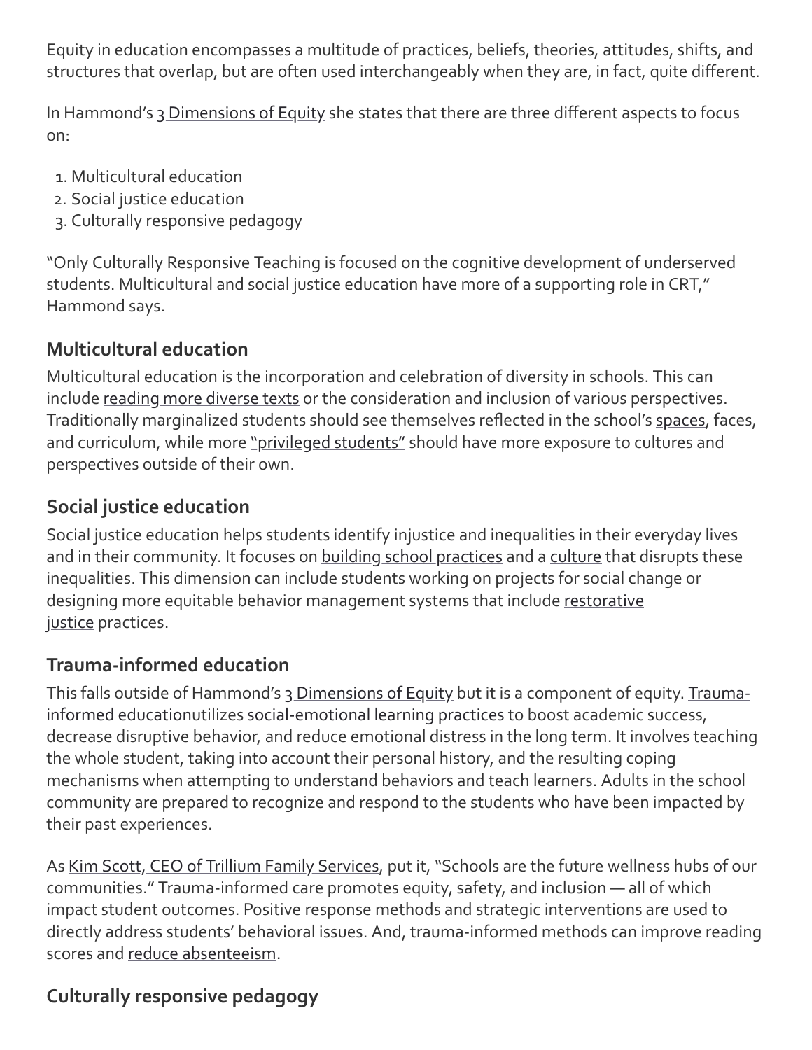Equity in education encompasses a multitude of practices, beliefs, theories, attitudes, shifts, and structures that overlap, but are often used interchangeably when they are, in fact, quite different.

In Hammond's 3 Dimensions of Equity she states that there are three different aspects to focus on:

1. Multicultural education
2. Social justice education
3. Culturally responsive pedagogy

"Only Culturally Responsive Teaching is focused on the cognitive development of underserved students. Multicultural and social justice education have more of a supporting role in CRT," Hammond says.

### Multicultural education

Multicultural education is the incorporation and celebration of diversity in schools. This can include reading more diverse texts or the consideration and inclusion of various perspectives. Traditionally marginalized students should see themselves reflected in the school's spaces, faces, and curriculum, while more "privileged students" should have more exposure to cultures and perspectives outside of their own.

### Social justice education

Social justice education helps students identify injustice and inequalities in their everyday lives and in their community. It focuses on building school practices and a culture that disrupts these inequalities. This dimension can include students working on projects for social change or designing more equitable behavior management systems that include restorative justice practices.

### Trauma-informed education

This falls outside of Hammond's 3 Dimensions of Equity but it is a component of equity. Trauma-informed educationutilizes social-emotional learning practices to boost academic success, decrease disruptive behavior, and reduce emotional distress in the long term. It involves teaching the whole student, taking into account their personal history, and the resulting coping mechanisms when attempting to understand behaviors and teach learners. Adults in the school community are prepared to recognize and respond to the students who have been impacted by their past experiences.

As Kim Scott, CEO of Trillium Family Services, put it, "Schools are the future wellness hubs of our communities." Trauma-informed care promotes equity, safety, and inclusion — all of which impact student outcomes. Positive response methods and strategic interventions are used to directly address students' behavioral issues. And, trauma-informed methods can improve reading scores and reduce absenteeism.

### Culturally responsive pedagogy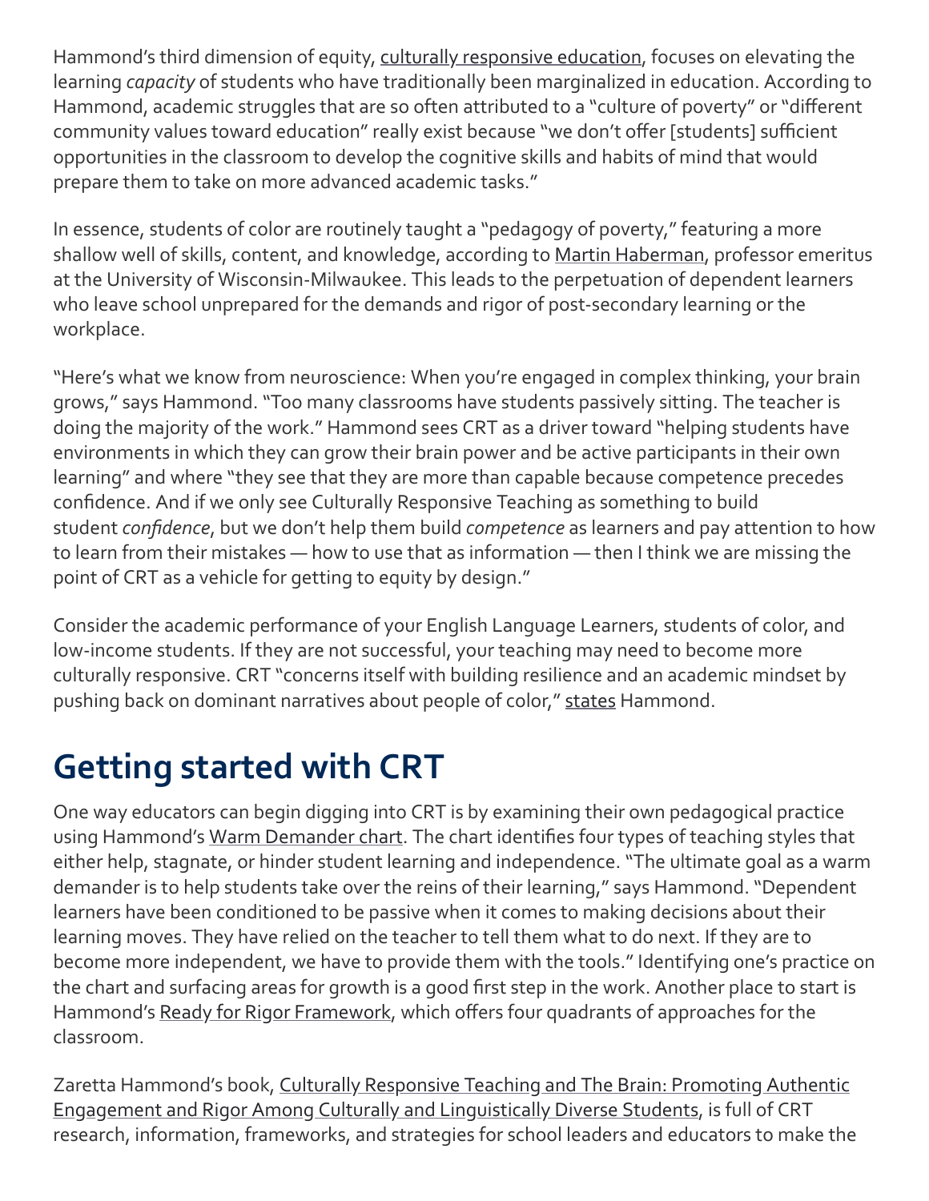Hammond's third dimension of equity, culturally responsive education, focuses on elevating the learning *capacity* of students who have traditionally been marginalized in education. According to Hammond, academic struggles that are so often attributed to a "culture of poverty" or "different community values toward education" really exist because "we don't offer [students] sufficient opportunities in the classroom to develop the cognitive skills and habits of mind that would prepare them to take on more advanced academic tasks."

In essence, students of color are routinely taught a "pedagogy of poverty," featuring a more shallow well of skills, content, and knowledge, according to Martin Haberman, professor emeritus at the University of Wisconsin-Milwaukee. This leads to the perpetuation of dependent learners who leave school unprepared for the demands and rigor of post-secondary learning or the workplace.

"Here's what we know from neuroscience: When you're engaged in complex thinking, your brain grows," says Hammond. "Too many classrooms have students passively sitting. The teacher is doing the majority of the work." Hammond sees CRT as a driver toward "helping students have environments in which they can grow their brain power and be active participants in their own learning" and where "they see that they are more than capable because competence precedes confidence. And if we only see Culturally Responsive Teaching as something to build student *confidence*, but we don't help them build *competence* as learners and pay attention to how to learn from their mistakes — how to use that as information — then I think we are missing the point of CRT as a vehicle for getting to equity by design."

Consider the academic performance of your English Language Learners, students of color, and low-income students. If they are not successful, your teaching may need to become more culturally responsive. CRT "concerns itself with building resilience and an academic mindset by pushing back on dominant narratives about people of color," states Hammond.

## Getting started with CRT

One way educators can begin digging into CRT is by examining their own pedagogical practice using Hammond's Warm Demander chart. The chart identifies four types of teaching styles that either help, stagnate, or hinder student learning and independence. "The ultimate goal as a warm demander is to help students take over the reins of their learning," says Hammond. "Dependent learners have been conditioned to be passive when it comes to making decisions about their learning moves. They have relied on the teacher to tell them what to do next. If they are to become more independent, we have to provide them with the tools." Identifying one's practice on the chart and surfacing areas for growth is a good first step in the work. Another place to start is Hammond's Ready for Rigor Framework, which offers four quadrants of approaches for the classroom.

Zaretta Hammond's book, Culturally Responsive Teaching and The Brain: Promoting Authentic Engagement and Rigor Among Culturally and Linguistically Diverse Students, is full of CRT research, information, frameworks, and strategies for school leaders and educators to make the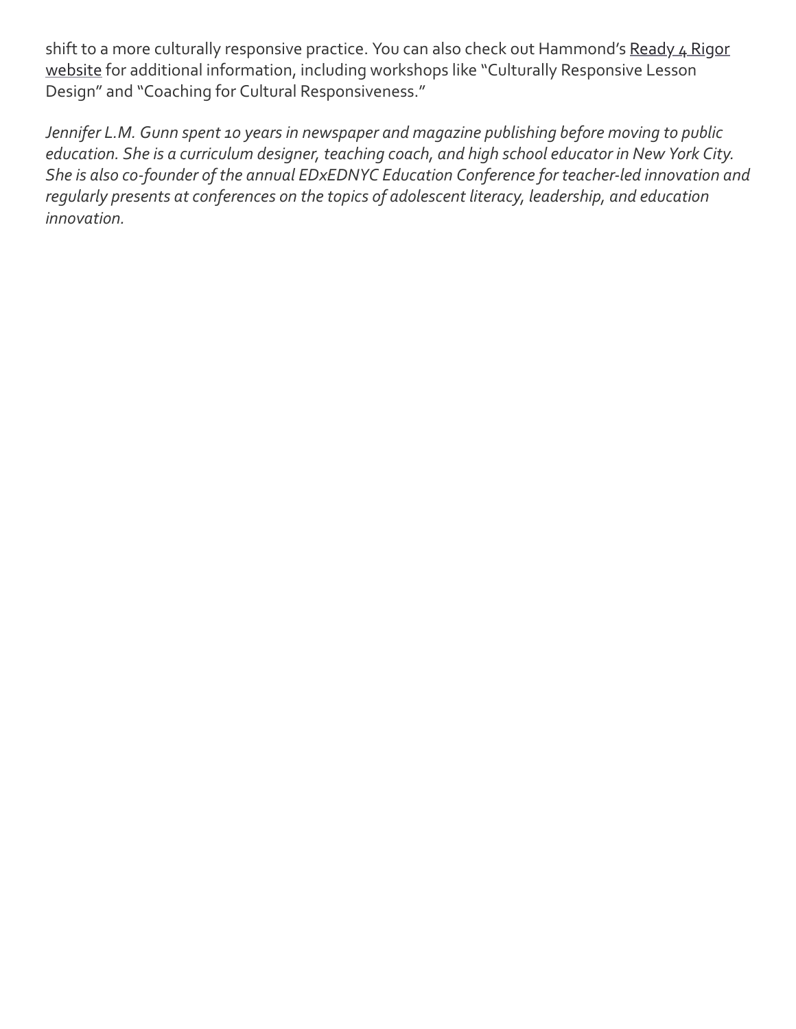shift to a more culturally responsive practice. You can also check out Hammond's Ready 4 Rigor website for additional information, including workshops like "Culturally Responsive Lesson Design" and "Coaching for Cultural Responsiveness."

*Jennifer L.M. Gunn spent 10 years in newspaper and magazine publishing before moving to public education. She is a curriculum designer, teaching coach, and high school educator in New York City. She is also co-founder of the annual EDxEDNYC Education Conference for teacher-led innovation and regularly presents at conferences on the topics of adolescent literacy, leadership, and education innovation.*